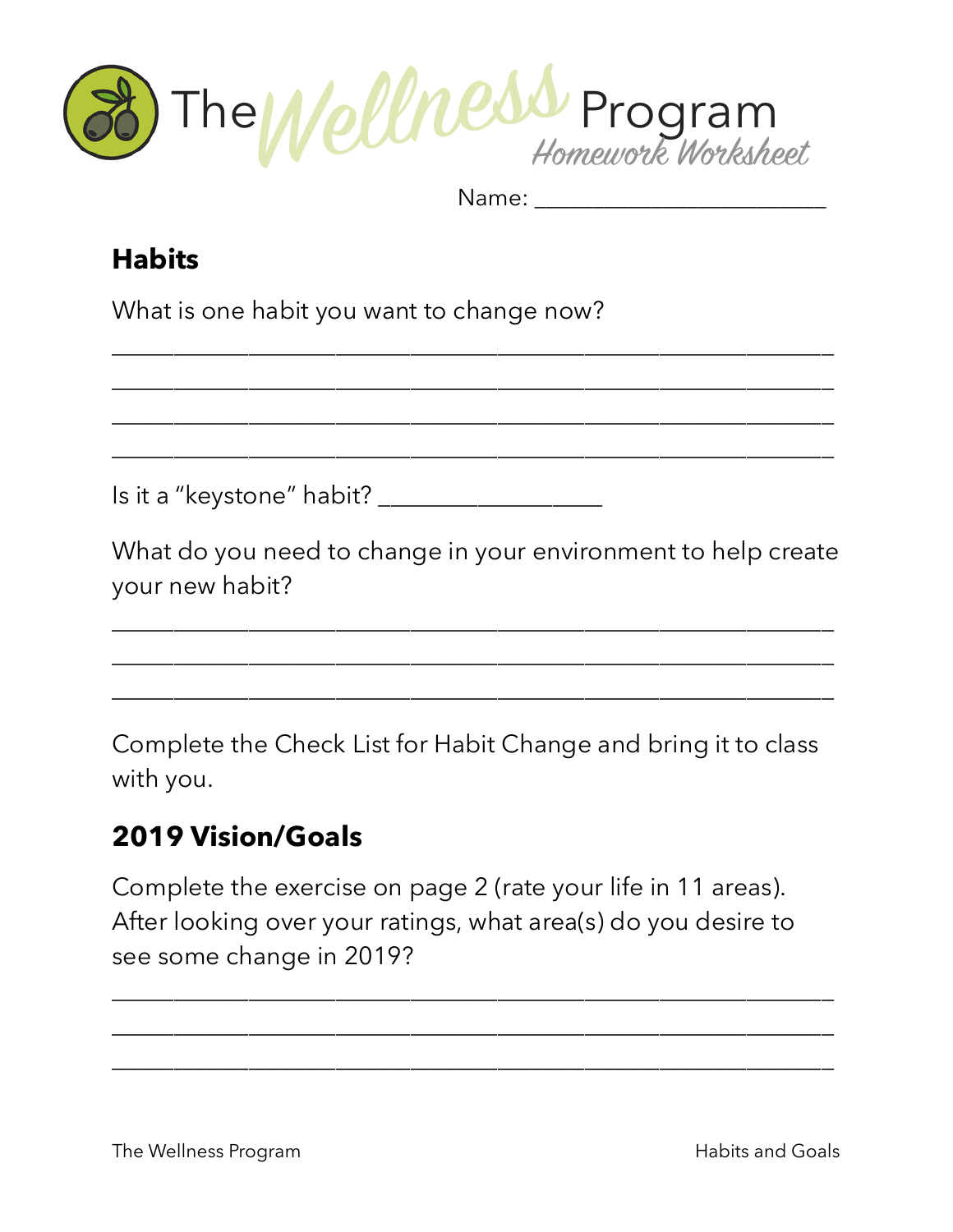# The Wellness Program

*Homework Worksheet*

Name: ___________________________

## Habits

What is one habit you want to change now?

_______________________________________________________________

_______________________________________________________________

_______________________________________________________________

_______________________________________________________________

Is it a "keystone" habit? ___________________

What do you need to change in your environment to help create your new habit?

_______________________________________________________________

_______________________________________________________________

_______________________________________________________________

Complete the Check List for Habit Change and bring it to class with you.

## 2019 Vision/Goals

Complete the exercise on page 2 (rate your life in 11 areas). After looking over your ratings, what area(s) do you desire to see some change in 2019?

_______________________________________________________________

_______________________________________________________________

_______________________________________________________________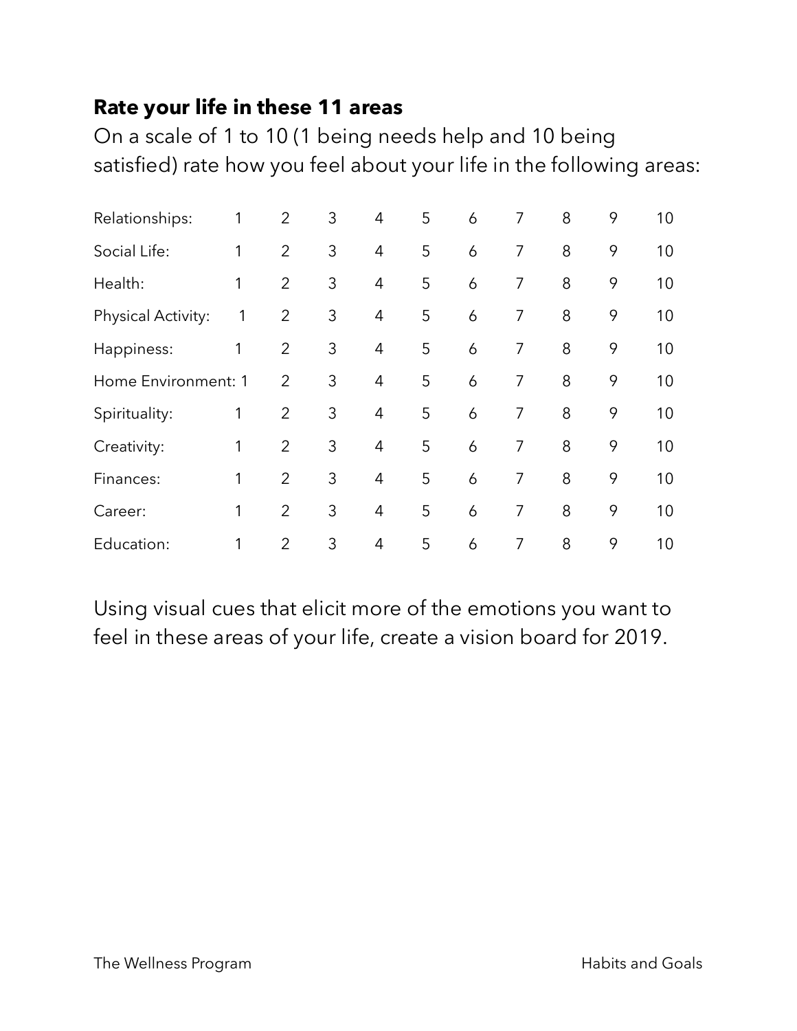**Rate your life in these 11 areas**

On a scale of 1 to 10 (1 being needs help and 10 being satisfied) rate how you feel about your life in the following areas:

| | | | | | | | | | | |
|---|---|---|---|---|---|---|---|---|---|---|
| Relationships: | 1 | 2 | 3 | 4 | 5 | 6 | 7 | 8 | 9 | 10 |
| Social Life: | 1 | 2 | 3 | 4 | 5 | 6 | 7 | 8 | 9 | 10 |
| Health: | 1 | 2 | 3 | 4 | 5 | 6 | 7 | 8 | 9 | 10 |
| Physical Activity: | 1 | 2 | 3 | 4 | 5 | 6 | 7 | 8 | 9 | 10 |
| Happiness: | 1 | 2 | 3 | 4 | 5 | 6 | 7 | 8 | 9 | 10 |
| Home Environment: | 1 | 2 | 3 | 4 | 5 | 6 | 7 | 8 | 9 | 10 |
| Spirituality: | 1 | 2 | 3 | 4 | 5 | 6 | 7 | 8 | 9 | 10 |
| Creativity: | 1 | 2 | 3 | 4 | 5 | 6 | 7 | 8 | 9 | 10 |
| Finances: | 1 | 2 | 3 | 4 | 5 | 6 | 7 | 8 | 9 | 10 |
| Career: | 1 | 2 | 3 | 4 | 5 | 6 | 7 | 8 | 9 | 10 |
| Education: | 1 | 2 | 3 | 4 | 5 | 6 | 7 | 8 | 9 | 10 |

Using visual cues that elicit more of the emotions you want to feel in these areas of your life, create a vision board for 2019.